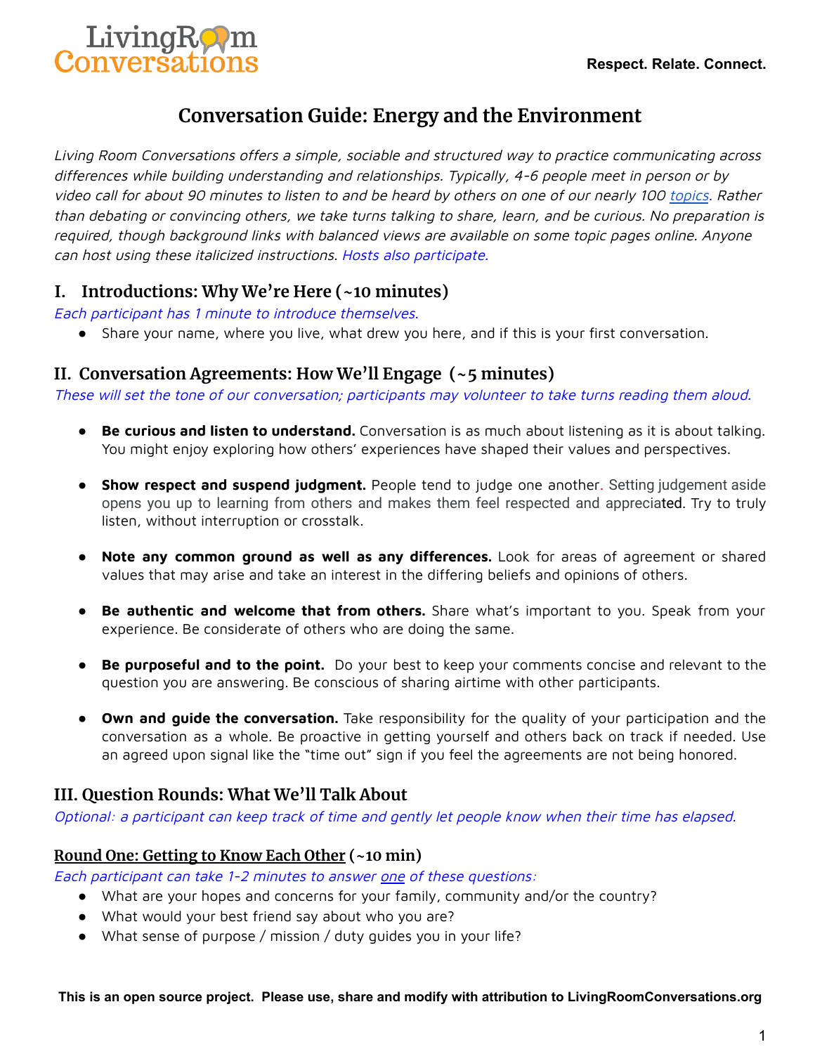LivingRoom Conversations

**Respect. Relate. Connect.**

# Conversation Guide: Energy and the Environment

*Living Room Conversations offers a simple, sociable and structured way to practice communicating across differences while building understanding and relationships. Typically, 4-6 people meet in person or by video call for about 90 minutes to listen to and be heard by others on one of our nearly 100 topics. Rather than debating or convincing others, we take turns talking to share, learn, and be curious. No preparation is required, though background links with balanced views are available on some topic pages online. Anyone can host using these italicized instructions. Hosts also participate.*

## I. Introductions: Why We're Here (~10 minutes)

*Each participant has 1 minute to introduce themselves.*

- Share your name, where you live, what drew you here, and if this is your first conversation.

## II. Conversation Agreements: How We'll Engage (~5 minutes)

*These will set the tone of our conversation; participants may volunteer to take turns reading them aloud.*

- **Be curious and listen to understand.** Conversation is as much about listening as it is about talking. You might enjoy exploring how others' experiences have shaped their values and perspectives.
- **Show respect and suspend judgment.** People tend to judge one another. Setting judgement aside opens you up to learning from others and makes them feel respected and appreciated. Try to truly listen, without interruption or crosstalk.
- **Note any common ground as well as any differences.** Look for areas of agreement or shared values that may arise and take an interest in the differing beliefs and opinions of others.
- **Be authentic and welcome that from others.** Share what's important to you. Speak from your experience. Be considerate of others who are doing the same.
- **Be purposeful and to the point.** Do your best to keep your comments concise and relevant to the question you are answering. Be conscious of sharing airtime with other participants.
- **Own and guide the conversation.** Take responsibility for the quality of your participation and the conversation as a whole. Be proactive in getting yourself and others back on track if needed. Use an agreed upon signal like the "time out" sign if you feel the agreements are not being honored.

## III. Question Rounds: What We'll Talk About

*Optional: a participant can keep track of time and gently let people know when their time has elapsed.*

### Round One: Getting to Know Each Other (~10 min)

*Each participant can take 1-2 minutes to answer one of these questions:*

- What are your hopes and concerns for your family, community and/or the country?
- What would your best friend say about who you are?
- What sense of purpose / mission / duty guides you in your life?

**This is an open source project. Please use, share and modify with attribution to LivingRoomConversations.org**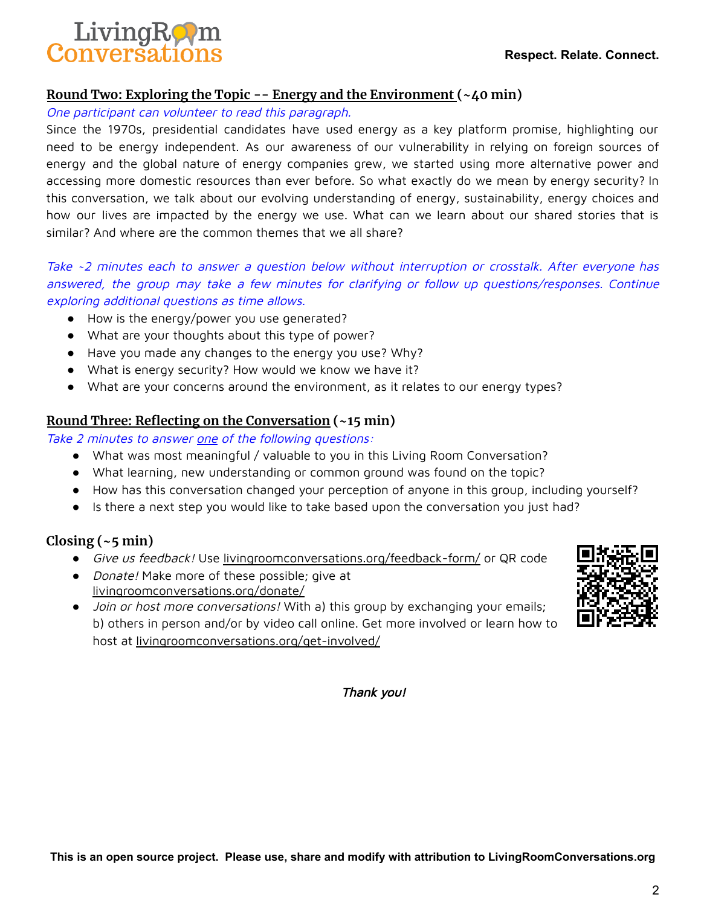## Round Two: Exploring the Topic -- Energy and the Environment (~40 min)

*One participant can volunteer to read this paragraph.*

Since the 1970s, presidential candidates have used energy as a key platform promise, highlighting our need to be energy independent. As our awareness of our vulnerability in relying on foreign sources of energy and the global nature of energy companies grew, we started using more alternative power and accessing more domestic resources than ever before. So what exactly do we mean by energy security? In this conversation, we talk about our evolving understanding of energy, sustainability, energy choices and how our lives are impacted by the energy we use. What can we learn about our shared stories that is similar? And where are the common themes that we all share?

*Take ~2 minutes each to answer a question below without interruption or crosstalk. After everyone has answered, the group may take a few minutes for clarifying or follow up questions/responses. Continue exploring additional questions as time allows.*

- How is the energy/power you use generated?
- What are your thoughts about this type of power?
- Have you made any changes to the energy you use? Why?
- What is energy security? How would we know we have it?
- What are your concerns around the environment, as it relates to our energy types?

## Round Three: Reflecting on the Conversation (~15 min)

*Take 2 minutes to answer one of the following questions:*

- What was most meaningful / valuable to you in this Living Room Conversation?
- What learning, new understanding or common ground was found on the topic?
- How has this conversation changed your perception of anyone in this group, including yourself?
- Is there a next step you would like to take based upon the conversation you just had?

## Closing (~5 min)

- *Give us feedback!* Use livingroomconversations.org/feedback-form/ or QR code
- *Donate!* Make more of these possible; give at livingroomconversations.org/donate/
- *Join or host more conversations!* With a) this group by exchanging your emails; b) others in person and/or by video call online. Get more involved or learn how to host at livingroomconversations.org/get-involved/

*Thank you!*

**This is an open source project. Please use, share and modify with attribution to LivingRoomConversations.org**